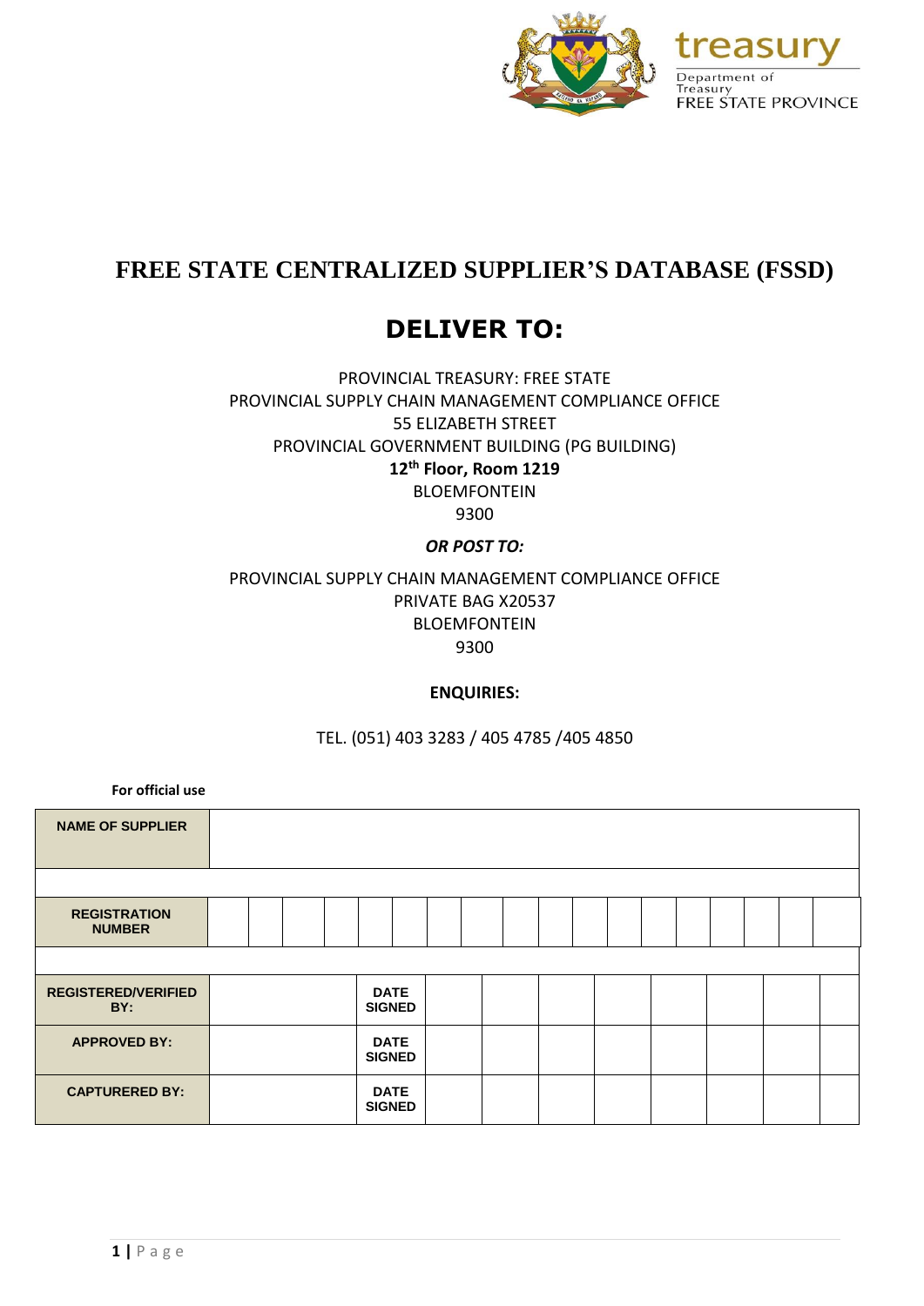treasury

Department of Treasury
FREE STATE PROVINCE

# FREE STATE CENTRALIZED SUPPLIER'S DATABASE (FSSD)

## DELIVER TO:

PROVINCIAL TREASURY: FREE STATE
PROVINCIAL SUPPLY CHAIN MANAGEMENT COMPLIANCE OFFICE
55 ELIZABETH STREET
PROVINCIAL GOVERNMENT BUILDING (PG BUILDING)
**12th Floor, Room 1219**
BLOEMFONTEIN
9300

***OR POST TO:***

PROVINCIAL SUPPLY CHAIN MANAGEMENT COMPLIANCE OFFICE
PRIVATE BAG X20537
BLOEMFONTEIN
9300

**ENQUIRIES:**

TEL. (051) 403 3283 / 405 4785 /405 4850

**For official use**

| | | | | | | | | | | | | | | | | | | |
|---|---|---|---|---|---|---|---|---|---|---|---|---|---|---|---|---|---|---|
| **NAME OF SUPPLIER** | | | | | | | | | | | | | | | | | | |
| | | | | | | | | | | | | | | | | | | |
| **REGISTRATION NUMBER** | | | | | | | | | | | | | | | | | | |
| | | | | | | | | | | | | | | | | | | |

| | | | | | | | | | | |
|---|---|---|---|---|---|---|---|---|---|---|
| **REGISTERED/VERIFIED BY:** | | **DATE SIGNED** | | | | | | | | |
| **APPROVED BY:** | | **DATE SIGNED** | | | | | | | | |
| **CAPTURERED BY:** | | **DATE SIGNED** | | | | | | | | |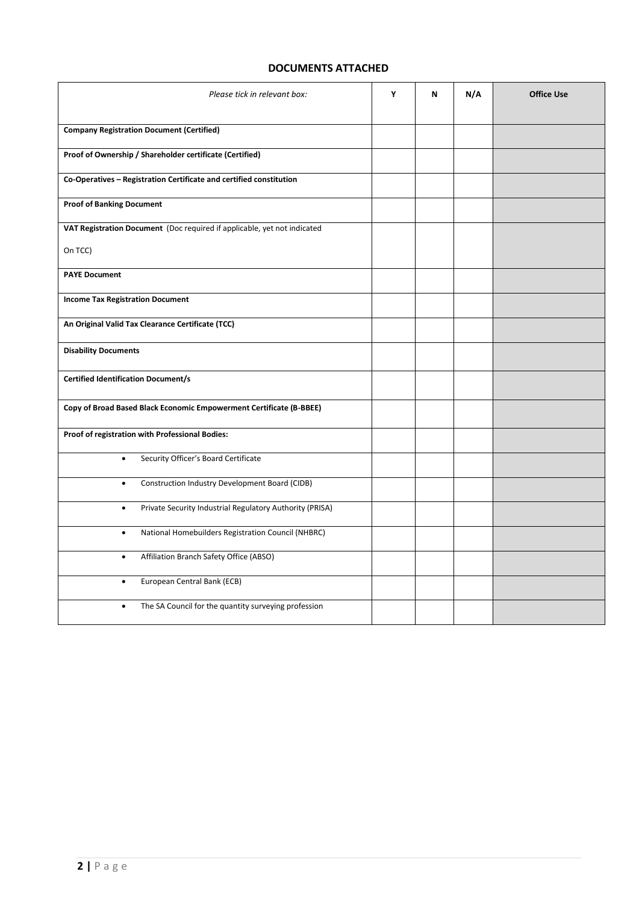## DOCUMENTS ATTACHED

| *Please tick in relevant box:* | Y | N | N/A | Office Use |
|---|---|---|---|---|
| **Company Registration Document (Certified)** | | | | |
| **Proof of Ownership / Shareholder certificate (Certified)** | | | | |
| **Co-Operatives – Registration Certificate and certified constitution** | | | | |
| **Proof of Banking Document** | | | | |
| **VAT Registration Document** (Doc required if applicable, yet not indicated On TCC) | | | | |
| **PAYE Document** | | | | |
| **Income Tax Registration Document** | | | | |
| **An Original Valid Tax Clearance Certificate (TCC)** | | | | |
| **Disability Documents** | | | | |
| **Certified Identification Document/s** | | | | |
| **Copy of Broad Based Black Economic Empowerment Certificate (B-BBEE)** | | | | |
| **Proof of registration with Professional Bodies:** | | | | |
| • Security Officer's Board Certificate | | | | |
| • Construction Industry Development Board (CIDB) | | | | |
| • Private Security Industrial Regulatory Authority (PRISA) | | | | |
| • National Homebuilders Registration Council (NHBRC) | | | | |
| • Affiliation Branch Safety Office (ABSO) | | | | |
| • European Central Bank (ECB) | | | | |
| • The SA Council for the quantity surveying profession | | | | |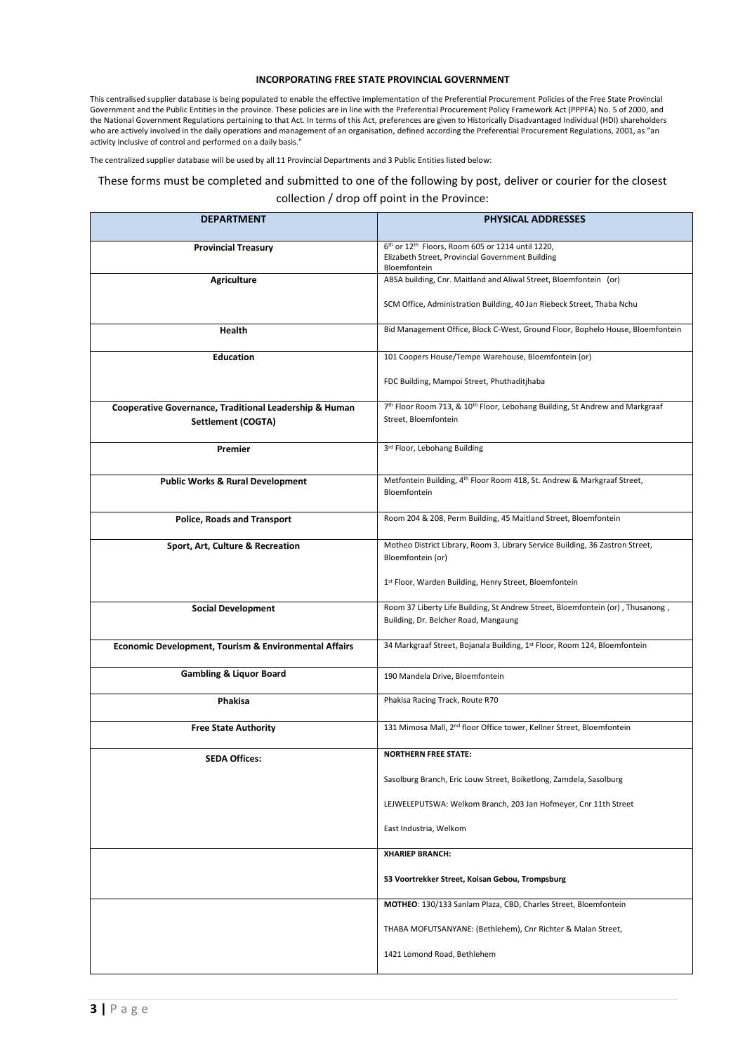**INCORPORATING FREE STATE PROVINCIAL GOVERNMENT**

This centralised supplier database is being populated to enable the effective implementation of the Preferential Procurement Policies of the Free State Provincial Government and the Public Entities in the province. These policies are in line with the Preferential Procurement Policy Framework Act (PPPFA) No. 5 of 2000, and the National Government Regulations pertaining to that Act. In terms of this Act, preferences are given to Historically Disadvantaged Individual (HDI) shareholders who are actively involved in the daily operations and management of an organisation, defined according the Preferential Procurement Regulations, 2001, as "an activity inclusive of control and performed on a daily basis."

The centralized supplier database will be used by all 11 Provincial Departments and 3 Public Entities listed below:

These forms must be completed and submitted to one of the following by post, deliver or courier for the closest collection / drop off point in the Province:

| DEPARTMENT | PHYSICAL ADDRESSES |
|---|---|
| **Provincial Treasury** | 6th or 12th Floors, Room 605 or 1214 until 1220, Elizabeth Street, Provincial Government Building Bloemfontein |
| **Agriculture** | ABSA building, Cnr. Maitland and Aliwal Street, Bloemfontein (or)<br><br>SCM Office, Administration Building, 40 Jan Riebeck Street, Thaba Nchu |
| **Health** | Bid Management Office, Block C-West, Ground Floor, Bophelo House, Bloemfontein |
| **Education** | 101 Coopers House/Tempe Warehouse, Bloemfontein (or)<br><br>FDC Building, Mampoi Street, Phuthaditjhaba |
| **Cooperative Governance, Traditional Leadership & Human Settlement (COGTA)** | 7th Floor Room 713, & 10th Floor, Lebohang Building, St Andrew and Markgraaf Street, Bloemfontein |
| **Premier** | 3rd Floor, Lebohang Building |
| **Public Works & Rural Development** | Metfontein Building, 4th Floor Room 418, St. Andrew & Markgraaf Street, Bloemfontein |
| **Police, Roads and Transport** | Room 204 & 208, Perm Building, 45 Maitland Street, Bloemfontein |
| **Sport, Art, Culture & Recreation** | Motheo District Library, Room 3, Library Service Building, 36 Zastron Street, Bloemfontein (or)<br><br>1st Floor, Warden Building, Henry Street, Bloemfontein |
| **Social Development** | Room 37 Liberty Life Building, St Andrew Street, Bloemfontein (or) , Thusanong , Building, Dr. Belcher Road, Mangaung |
| **Economic Development, Tourism & Environmental Affairs** | 34 Markgraaf Street, Bojanala Building, 1st Floor, Room 124, Bloemfontein |
| **Gambling & Liquor Board** | 190 Mandela Drive, Bloemfontein |
| **Phakisa** | Phakisa Racing Track, Route R70 |
| **Free State Authority** | 131 Mimosa Mall, 2nd floor Office tower, Kellner Street, Bloemfontein |
| **SEDA Offices:** | **NORTHERN FREE STATE:**<br><br>Sasolburg Branch, Eric Louw Street, Boiketlong, Zamdela, Sasolburg<br><br>LEJWELEPUTSWA: Welkom Branch, 203 Jan Hofmeyer, Cnr 11th Street<br><br>East Industria, Welkom |
| | **XHARIEP BRANCH:**<br><br>**53 Voortrekker Street, Koisan Gebou, Trompsburg** |
| | **MOTHEO**: 130/133 Sanlam Plaza, CBD, Charles Street, Bloemfontein<br><br>THABA MOFUTSANYANE: (Bethlehem), Cnr Richter & Malan Street,<br><br>1421 Lomond Road, Bethlehem |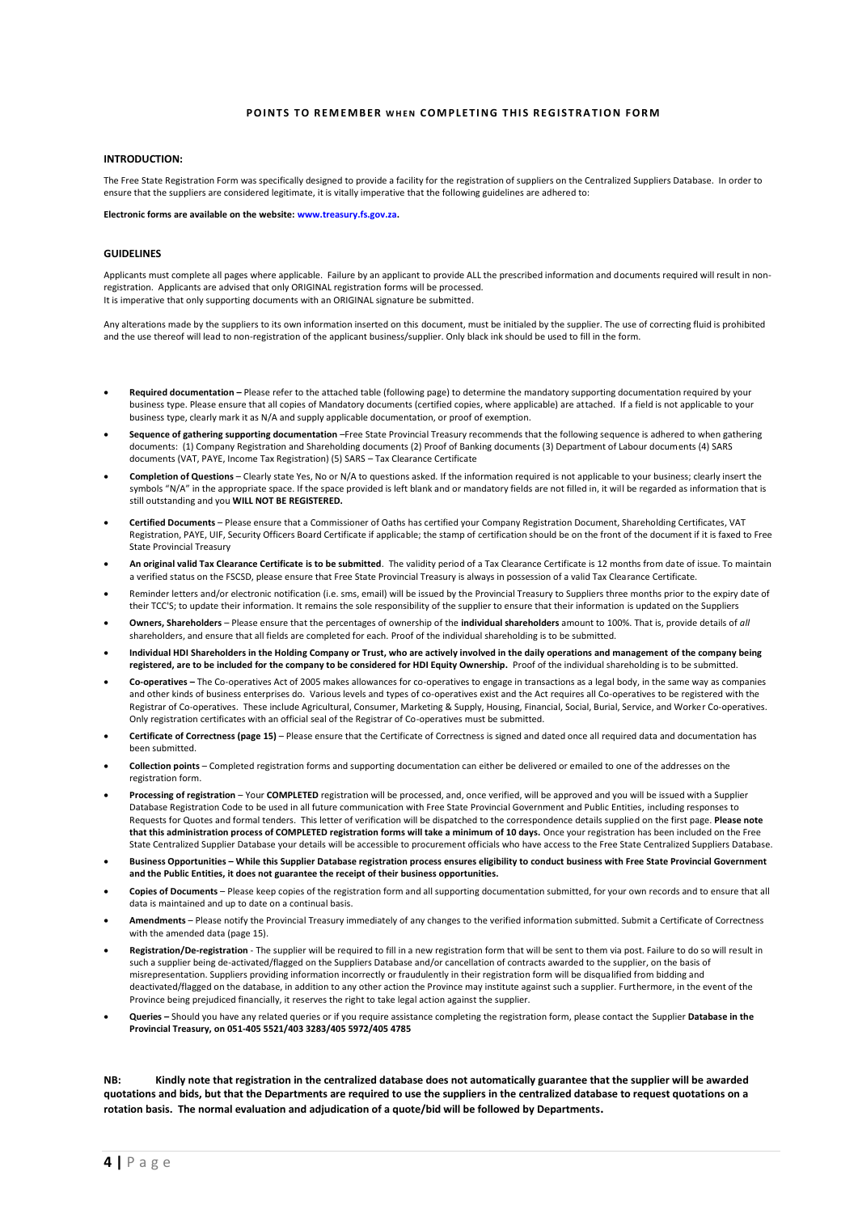## POINTS TO REMEMBER WHEN COMPLETING THIS REGISTRATION FORM

### INTRODUCTION:

The Free State Registration Form was specifically designed to provide a facility for the registration of suppliers on the Centralized Suppliers Database. In order to ensure that the suppliers are considered legitimate, it is vitally imperative that the following guidelines are adhered to:

**Electronic forms are available on the website: www.treasury.fs.gov.za.**

### GUIDELINES

Applicants must complete all pages where applicable. Failure by an applicant to provide ALL the prescribed information and documents required will result in non-registration. Applicants are advised that only ORIGINAL registration forms will be processed.
It is imperative that only supporting documents with an ORIGINAL signature be submitted.

Any alterations made by the suppliers to its own information inserted on this document, must be initialed by the supplier. The use of correcting fluid is prohibited and the use thereof will lead to non-registration of the applicant business/supplier. Only black ink should be used to fill in the form.

- **Required documentation –** Please refer to the attached table (following page) to determine the mandatory supporting documentation required by your business type. Please ensure that all copies of Mandatory documents (certified copies, where applicable) are attached. If a field is not applicable to your business type, clearly mark it as N/A and supply applicable documentation, or proof of exemption.
- **Sequence of gathering supporting documentation** –Free State Provincial Treasury recommends that the following sequence is adhered to when gathering documents: (1) Company Registration and Shareholding documents (2) Proof of Banking documents (3) Department of Labour documents (4) SARS documents (VAT, PAYE, Income Tax Registration) (5) SARS – Tax Clearance Certificate
- **Completion of Questions** – Clearly state Yes, No or N/A to questions asked. If the information required is not applicable to your business; clearly insert the symbols "N/A" in the appropriate space. If the space provided is left blank and or mandatory fields are not filled in, it will be regarded as information that is still outstanding and you **WILL NOT BE REGISTERED.**
- **Certified Documents** – Please ensure that a Commissioner of Oaths has certified your Company Registration Document, Shareholding Certificates, VAT Registration, PAYE, UIF, Security Officers Board Certificate if applicable; the stamp of certification should be on the front of the document if it is faxed to Free State Provincial Treasury
- **An original valid Tax Clearance Certificate is to be submitted**. The validity period of a Tax Clearance Certificate is 12 months from date of issue. To maintain a verified status on the FSCSD, please ensure that Free State Provincial Treasury is always in possession of a valid Tax Clearance Certificate.
- Reminder letters and/or electronic notification (i.e. sms, email) will be issued by the Provincial Treasury to Suppliers three months prior to the expiry date of their TCC'S; to update their information. It remains the sole responsibility of the supplier to ensure that their information is updated on the Suppliers
- **Owners, Shareholders** – Please ensure that the percentages of ownership of the **individual shareholders** amount to 100%. That is, provide details of *all* shareholders, and ensure that all fields are completed for each. Proof of the individual shareholding is to be submitted.
- **Individual HDI Shareholders in the Holding Company or Trust, who are actively involved in the daily operations and management of the company being registered, are to be included for the company to be considered for HDI Equity Ownership.** Proof of the individual shareholding is to be submitted.
- **Co-operatives –** The Co-operatives Act of 2005 makes allowances for co-operatives to engage in transactions as a legal body, in the same way as companies and other kinds of business enterprises do. Various levels and types of co-operatives exist and the Act requires all Co-operatives to be registered with the Registrar of Co-operatives. These include Agricultural, Consumer, Marketing & Supply, Housing, Financial, Social, Burial, Service, and Worker Co-operatives. Only registration certificates with an official seal of the Registrar of Co-operatives must be submitted.
- **Certificate of Correctness (page 15)** – Please ensure that the Certificate of Correctness is signed and dated once all required data and documentation has been submitted.
- **Collection points** – Completed registration forms and supporting documentation can either be delivered or emailed to one of the addresses on the registration form.
- **Processing of registration** – Your **COMPLETED** registration will be processed, and, once verified, will be approved and you will be issued with a Supplier Database Registration Code to be used in all future communication with Free State Provincial Government and Public Entities, including responses to Requests for Quotes and formal tenders. This letter of verification will be dispatched to the correspondence details supplied on the first page. **Please note that this administration process of COMPLETED registration forms will take a minimum of 10 days.** Once your registration has been included on the Free State Centralized Supplier Database your details will be accessible to procurement officials who have access to the Free State Centralized Suppliers Database.
- **Business Opportunities – While this Supplier Database registration process ensures eligibility to conduct business with Free State Provincial Government and the Public Entities, it does not guarantee the receipt of their business opportunities.**
- **Copies of Documents** – Please keep copies of the registration form and all supporting documentation submitted, for your own records and to ensure that all data is maintained and up to date on a continual basis.
- **Amendments** – Please notify the Provincial Treasury immediately of any changes to the verified information submitted. Submit a Certificate of Correctness with the amended data (page 15).
- **Registration/De-registration** - The supplier will be required to fill in a new registration form that will be sent to them via post. Failure to do so will result in such a supplier being de-activated/flagged on the Suppliers Database and/or cancellation of contracts awarded to the supplier, on the basis of misrepresentation. Suppliers providing information incorrectly or fraudulently in their registration form will be disqualified from bidding and deactivated/flagged on the database, in addition to any other action the Province may institute against such a supplier. Furthermore, in the event of the Province being prejudiced financially, it reserves the right to take legal action against the supplier.
- **Queries –** Should you have any related queries or if you require assistance completing the registration form, please contact the Supplier **Database in the Provincial Treasury, on 051-405 5521/403 3283/405 5972/405 4785**

**NB: Kindly note that registration in the centralized database does not automatically guarantee that the supplier will be awarded quotations and bids, but that the Departments are required to use the suppliers in the centralized database to request quotations on a rotation basis. The normal evaluation and adjudication of a quote/bid will be followed by Departments.**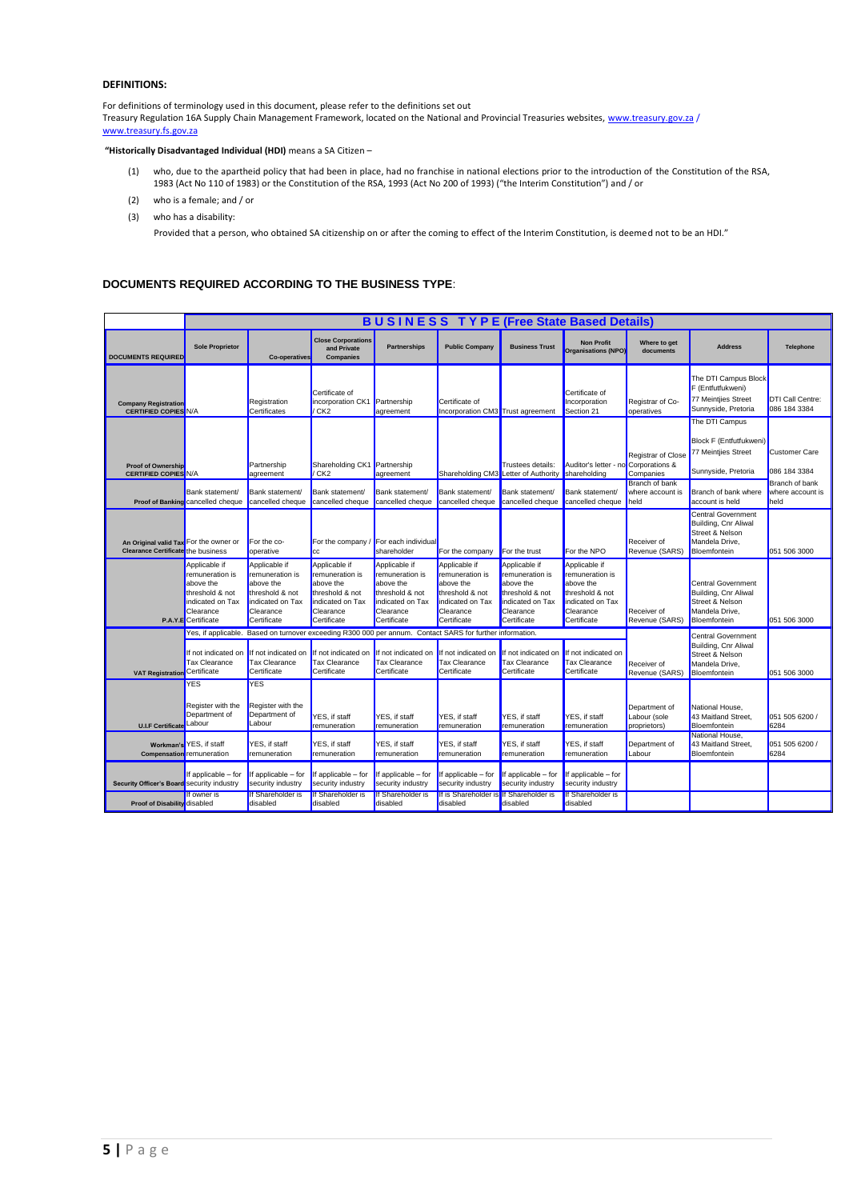**DEFINITIONS:**

For definitions of terminology used in this document, please refer to the definitions set out Treasury Regulation 16A Supply Chain Management Framework, located on the National and Provincial Treasuries websites, www.treasury.gov.za / www.treasury.fs.gov.za

**"Historically Disadvantaged Individual (HDI)** means a SA Citizen –

(1) who, due to the apartheid policy that had been in place, had no franchise in national elections prior to the introduction of the Constitution of the RSA, 1983 (Act No 110 of 1983) or the Constitution of the RSA, 1993 (Act No 200 of 1993) ("the Interim Constitution") and / or

(2) who is a female; and / or

(3) who has a disability:

Provided that a person, who obtained SA citizenship on or after the coming to effect of the Interim Constitution, is deemed not to be an HDI."

## DOCUMENTS REQUIRED ACCORDING TO THE BUSINESS TYPE:

| | **BUSINESS TYPE (Free State Based Details)** | | | | | | | | | |
|---|---|---|---|---|---|---|---|---|---|---|
| **DOCUMENTS REQUIRED** | **Sole Proprietor** | **Co-operatives** | **Close Corporations and Private Companies** | **Partnerships** | **Public Company** | **Business Trust** | **Non Profit Organisations (NPO)** | **Where to get documents** | **Address** | **Telephone** |
| **Company Registration CERTIFIED COPIES** | N/A | Registration Certificates | Certificate of incorporation CK1 / CK2 | Partnership agreement | Certificate of Incorporation CM3 | Trust agreement | Certificate of Incorporation Section 21 | Registrar of Co-operatives | The DTI Campus Block F (Entfutfukweni) 77 Meintjies Street Sunnyside, Pretoria | DTI Call Centre: 086 184 3384 |
| **Proof of Ownership CERTIFIED COPIES** | N/A | Partnership agreement | Shareholding CK1 / CK2 | Partnership agreement | Shareholding CM3 | Trustees details: Letter of Authority | Auditor's letter - no shareholding | Registrar of Close Corporations & Companies | The DTI Campus Block F (Entfutfukweni) 77 Meintjies Street Sunnyside, Pretoria | Customer Care 086 184 3384 |
| **Proof of Banking** | Bank statement/ cancelled cheque | Bank statement/ cancelled cheque | Bank statement/ cancelled cheque | Bank statement/ cancelled cheque | Bank statement/ cancelled cheque | Bank statement/ cancelled cheque | Bank statement/ cancelled cheque | Branch of bank where account is held | Branch of bank where account is held | Branch of bank where account is held |
| **An Original valid Tax Clearance Certificate** | For the owner or the business | For the co-operative | For the company / cc | For each individual shareholder | For the company | For the trust | For the NPO | Receiver of Revenue (SARS) | Central Government Building, Cnr Aliwal Street & Nelson Mandela Drive, Bloemfontein | 051 506 3000 |
| **P.A.Y.E** | Applicable if remuneration is above the threshold & not indicated on Tax Clearance Certificate | Applicable if remuneration is above the threshold & not indicated on Tax Clearance Certificate | Applicable if remuneration is above the threshold & not indicated on Tax Clearance Certificate | Applicable if remuneration is above the threshold & not indicated on Tax Clearance Certificate | Applicable if remuneration is above the threshold & not indicated on Tax Clearance Certificate | Applicable if remuneration is above the threshold & not indicated on Tax Clearance Certificate | Applicable if remuneration is above the threshold & not indicated on Tax Clearance Certificate | Receiver of Revenue (SARS) | Central Government Building, Cnr Aliwal Street & Nelson Mandela Drive, Bloemfontein | 051 506 3000 |
| **VAT Registration** | Yes, if applicable. Based on turnover exceeding R300 000 per annum. Contact SARS for further information. If not indicated on Tax Clearance Certificate | If not indicated on Tax Clearance Certificate | If not indicated on Tax Clearance Certificate | If not indicated on Tax Clearance Certificate | If not indicated on Tax Clearance Certificate | If not indicated on Tax Clearance Certificate | If not indicated on Tax Clearance Certificate | Receiver of Revenue (SARS) | Central Government Building, Cnr Aliwal Street & Nelson Mandela Drive, Bloemfontein | 051 506 3000 |
| **U.I.F Certificate** | YES Register with the Department of Labour | YES Register with the Department of Labour | YES, if staff remuneration | YES, if staff remuneration | YES, if staff remuneration | YES, if staff remuneration | YES, if staff remuneration | Department of Labour (sole proprietors) | National House, 43 Maitland Street, Bloemfontein | 051 505 6200 / 6284 |
| **Workman's Compensation** | YES, if staff remuneration | YES, if staff remuneration | YES, if staff remuneration | YES, if staff remuneration | YES, if staff remuneration | YES, if staff remuneration | YES, if staff remuneration | Department of Labour | National House, 43 Maitland Street, Bloemfontein | 051 505 6200 / 6284 |
| **Security Officer's Board** | If applicable – for security industry | If applicable – for security industry | If applicable – for security industry | If applicable – for security industry | If applicable – for security industry | If applicable – for security industry | If applicable – for security industry | | | |
| **Proof of Disability** | If owner is disabled | If Shareholder is disabled | If Shareholder is disabled | If Shareholder is disabled | If is Shareholder is disabled | If Shareholder is disabled | If Shareholder is disabled | | | |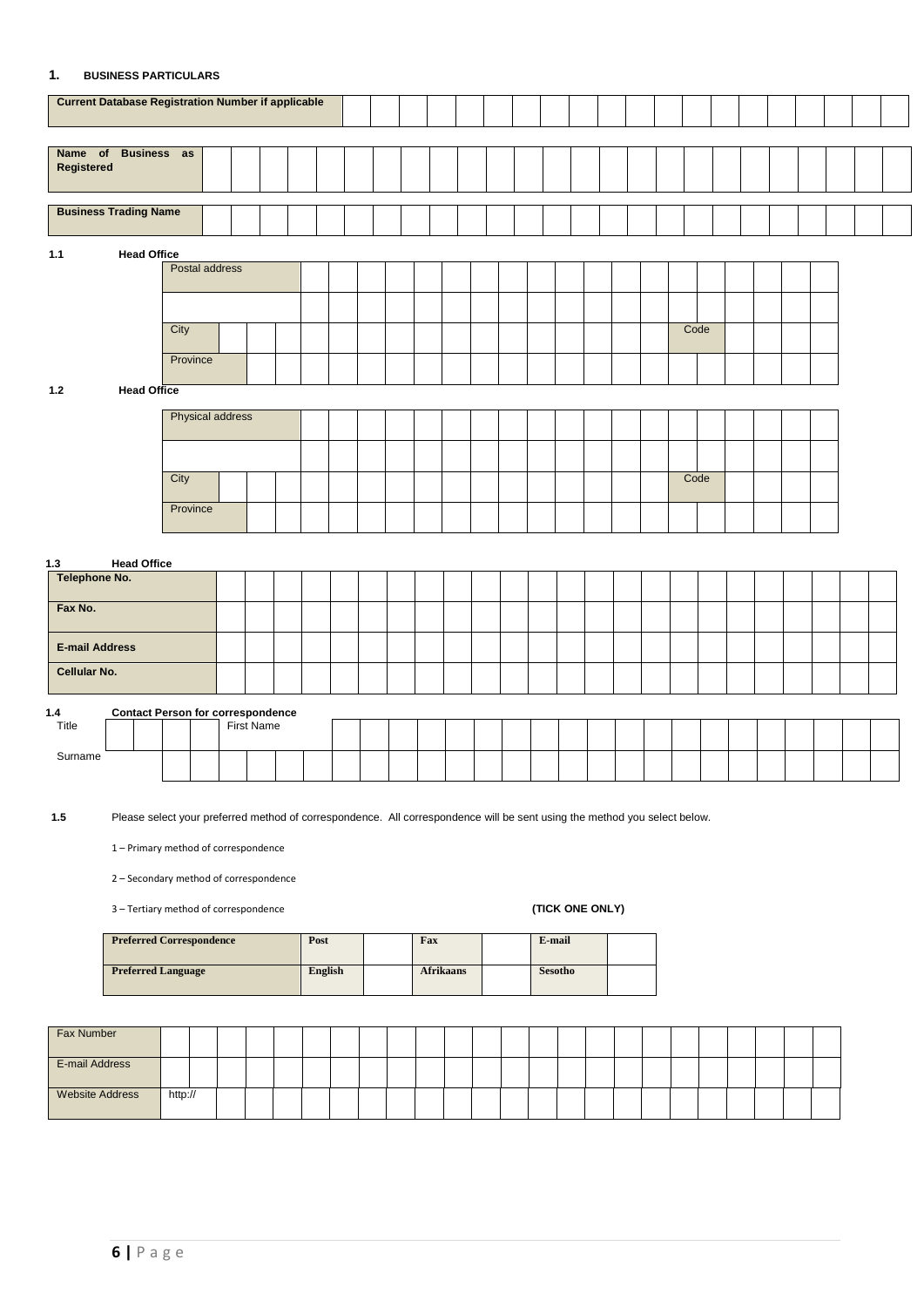## 1. BUSINESS PARTICULARS

| Current Database Registration Number if applicable | |
|---|---|

| Name of Business as Registered | |
|---|---|

| Business Trading Name | |
|---|---|

**1.1 Head Office**

| Postal address | | | |
|---|---|---|---|
| | | | |
| City | | Code | |
| Province | | | |

**1.2 Head Office**

| Physical address | | | |
|---|---|---|---|
| | | | |
| City | | Code | |
| Province | | | |

**1.3 Head Office**

| Telephone No. | |
|---|---|
| Fax No. | |
| E-mail Address | |
| Cellular No. | |

**1.4 Contact Person for correspondence**

| Title | | First Name | |
|---|---|---|---|
| Surname | | | |

**1.5** Please select your preferred method of correspondence. All correspondence will be sent using the method you select below.

1 – Primary method of correspondence

2 – Secondary method of correspondence

3 – Tertiary method of correspondence **(TICK ONE ONLY)**

| Preferred Correspondence | Post | | Fax | | E-mail | |
|---|---|---|---|---|---|---|
| Preferred Language | English | | Afrikaans | | Sesotho | |

| Fax Number | |
|---|---|
| E-mail Address | |
| Website Address | http:// |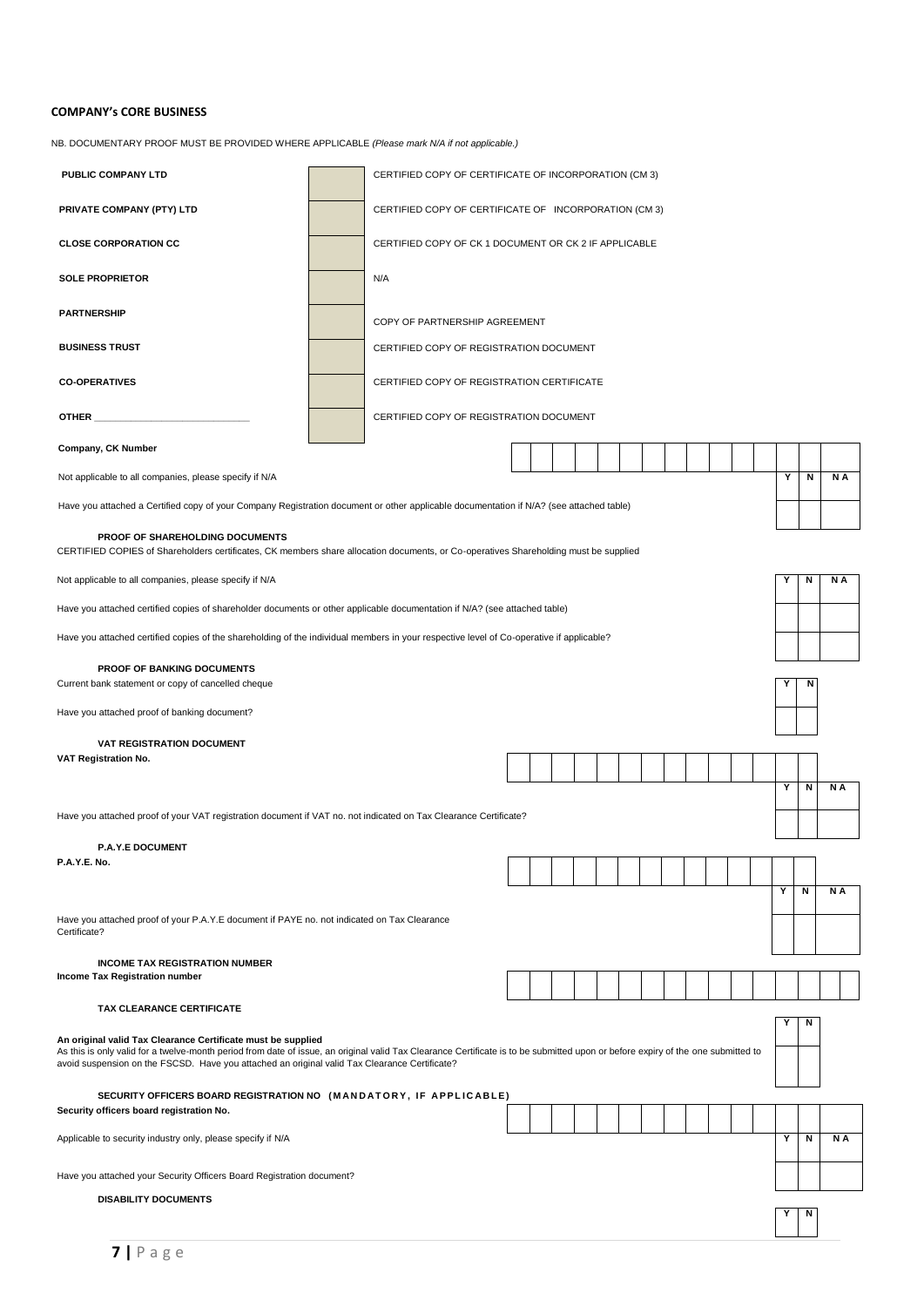**COMPANY's CORE BUSINESS**

NB. DOCUMENTARY PROOF MUST BE PROVIDED WHERE APPLICABLE *(Please mark N/A if not applicable.)*

| | | |
|---|---|---|
| **PUBLIC COMPANY LTD** | | CERTIFIED COPY OF CERTIFICATE OF INCORPORATION (CM 3) |
| **PRIVATE COMPANY (PTY) LTD** | | CERTIFIED COPY OF CERTIFICATE OF INCORPORATION (CM 3) |
| **CLOSE CORPORATION CC** | | CERTIFIED COPY OF CK 1 DOCUMENT OR CK 2 IF APPLICABLE |
| **SOLE PROPRIETOR** | | N/A |
| **PARTNERSHIP** | | COPY OF PARTNERSHIP AGREEMENT |
| **BUSINESS TRUST** | | CERTIFIED COPY OF REGISTRATION DOCUMENT |
| **CO-OPERATIVES** | | CERTIFIED COPY OF REGISTRATION CERTIFICATE |
| **OTHER** ____________________________ | | CERTIFIED COPY OF REGISTRATION DOCUMENT |

**Company, CK Number**

Not applicable to all companies, please specify if N/A

| Y | N | N A |
|---|---|---|
| | | |

Have you attached a Certified copy of your Company Registration document or other applicable documentation if N/A? (see attached table)

**PROOF OF SHAREHOLDING DOCUMENTS**

CERTIFIED COPIES of Shareholders certificates, CK members share allocation documents, or Co-operatives Shareholding must be supplied

Not applicable to all companies, please specify if N/A

| | Y | N | N A |
|---|---|---|---|
| Have you attached certified copies of shareholder documents or other applicable documentation if N/A? (see attached table) | | | |
| Have you attached certified copies of the shareholding of the individual members in your respective level of Co-operative if applicable? | | | |

**PROOF OF BANKING DOCUMENTS**

Current bank statement or copy of cancelled cheque

| | Y | N |
|---|---|---|
| Have you attached proof of banking document? | | |

**VAT REGISTRATION DOCUMENT**

**VAT Registration No.**

| | Y | N | N A |
|---|---|---|---|
| Have you attached proof of your VAT registration document if VAT no. not indicated on Tax Clearance Certificate? | | | |

**P.A.Y.E DOCUMENT**

**P.A.Y.E. No.**

| | Y | N | N A |
|---|---|---|---|
| Have you attached proof of your P.A.Y.E document if PAYE no. not indicated on Tax Clearance Certificate? | | | |

**INCOME TAX REGISTRATION NUMBER**

**Income Tax Registration number**

**TAX CLEARANCE CERTIFICATE**

**An original valid Tax Clearance Certificate must be supplied**

As this is only valid for a twelve-month period from date of issue, an original valid Tax Clearance Certificate is to be submitted upon or before expiry of the one submitted to avoid suspension on the FSCSD. Have you attached an original valid Tax Clearance Certificate?

| Y | N |
|---|---|
| | |

**SECURITY OFFICERS BOARD REGISTRATION NO (MANDATORY, IF APPLICABLE)**

**Security officers board registration No.**

Applicable to security industry only, please specify if N/A

| | Y | N | N A |
|---|---|---|---|
| Have you attached your Security Officers Board Registration document? | | | |

**DISABILITY DOCUMENTS**

| Y | N |
|---|---|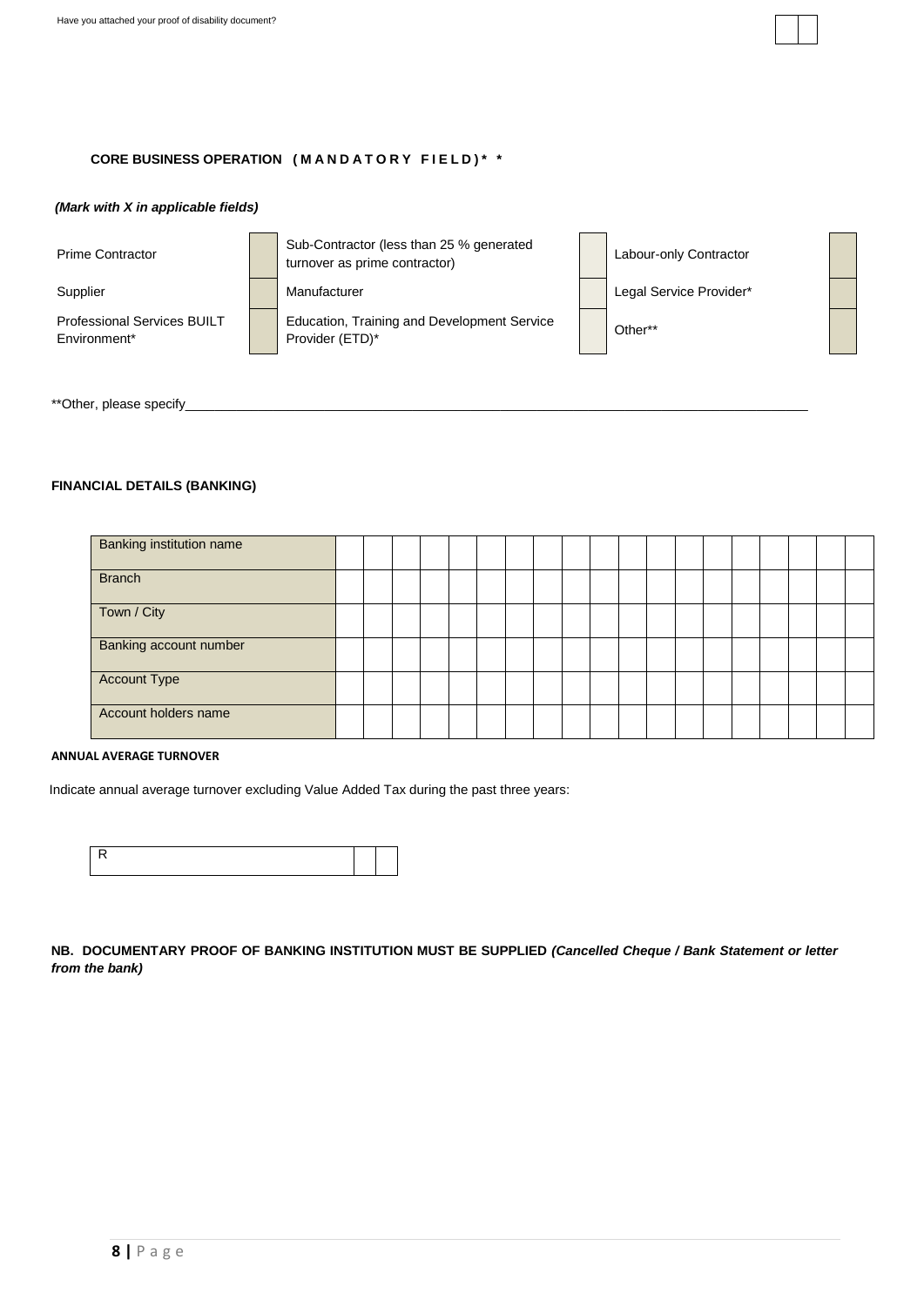Have you attached your proof of disability document? | | |

**CORE BUSINESS OPERATION (MANDATORY FIELD)\* \***

***(Mark with X in applicable fields)***

| | | | | | |
|---|---|---|---|---|---|
| Prime Contractor | | Sub-Contractor (less than 25 % generated turnover as prime contractor) | | Labour-only Contractor | |
| Supplier | | Manufacturer | | Legal Service Provider* | |
| Professional Services BUILT Environment* | | Education, Training and Development Service Provider (ETD)* | | Other** | |

**Other, please specify\_\_\_\_\_\_\_\_\_\_\_\_\_\_\_\_\_\_\_\_\_\_\_\_\_\_\_\_\_\_\_\_\_\_\_\_\_\_\_\_\_\_\_\_\_\_\_\_\_\_\_\_\_\_\_\_\_\_\_\_\_\_\_\_\_\_\_\_\_\_\_\_\_\_\_\_\_\_\_\_

**FINANCIAL DETAILS (BANKING)**

| | | | | | | | | | | | | | | | | | | | |
|---|---|---|---|---|---|---|---|---|---|---|---|---|---|---|---|---|---|---|---|
| Banking institution name | | | | | | | | | | | | | | | | | | | |
| Branch | | | | | | | | | | | | | | | | | | | |
| Town / City | | | | | | | | | | | | | | | | | | | |
| Banking account number | | | | | | | | | | | | | | | | | | | |
| Account Type | | | | | | | | | | | | | | | | | | | |
| Account holders name | | | | | | | | | | | | | | | | | | | |

**ANNUAL AVERAGE TURNOVER**

Indicate annual average turnover excluding Value Added Tax during the past three years:

| R | | |
|---|---|---|

**NB. DOCUMENTARY PROOF OF BANKING INSTITUTION MUST BE SUPPLIED *(Cancelled Cheque / Bank Statement or letter from the bank)***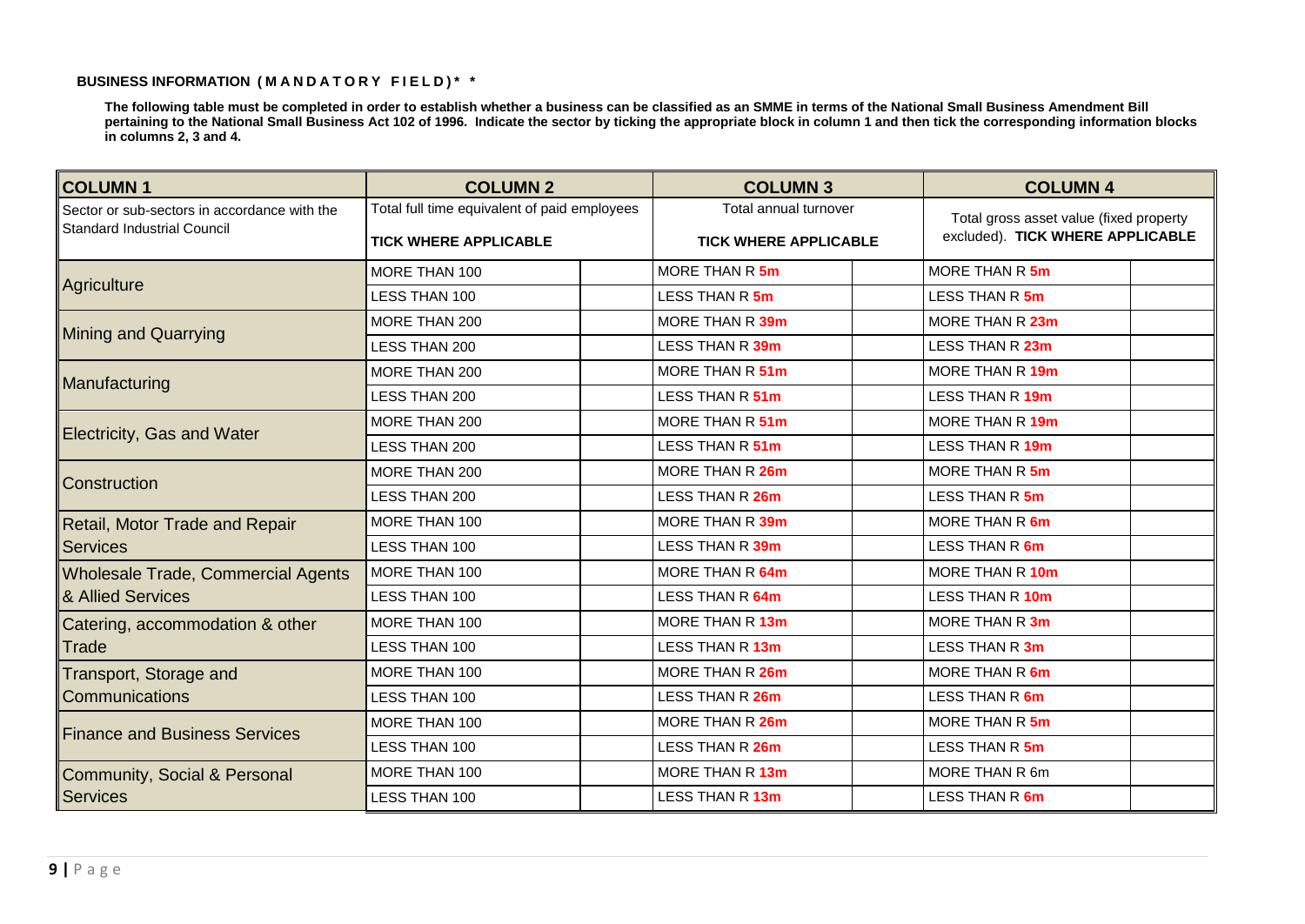**BUSINESS INFORMATION ( M A N D A T O R Y F I E L D )* ***

**The following table must be completed in order to establish whether a business can be classified as an SMME in terms of the National Small Business Amendment Bill pertaining to the National Small Business Act 102 of 1996. Indicate the sector by ticking the appropriate block in column 1 and then tick the corresponding information blocks in columns 2, 3 and 4.**

| COLUMN 1 | COLUMN 2 | | COLUMN 3 | | COLUMN 4 | |
|---|---|---|---|---|---|---|
| Sector or sub-sectors in accordance with the Standard Industrial Council | Total full time equivalent of paid employees **TICK WHERE APPLICABLE** | | Total annual turnover **TICK WHERE APPLICABLE** | | Total gross asset value (fixed property excluded). **TICK WHERE APPLICABLE** | |
| Agriculture | MORE THAN 100 | | MORE THAN R 5m | | MORE THAN R 5m | |
| | LESS THAN 100 | | LESS THAN R 5m | | LESS THAN R 5m | |
| Mining and Quarrying | MORE THAN 200 | | MORE THAN R 39m | | MORE THAN R 23m | |
| | LESS THAN 200 | | LESS THAN R 39m | | LESS THAN R 23m | |
| Manufacturing | MORE THAN 200 | | MORE THAN R 51m | | MORE THAN R 19m | |
| | LESS THAN 200 | | LESS THAN R 51m | | LESS THAN R 19m | |
| Electricity, Gas and Water | MORE THAN 200 | | MORE THAN R 51m | | MORE THAN R 19m | |
| | LESS THAN 200 | | LESS THAN R 51m | | LESS THAN R 19m | |
| Construction | MORE THAN 200 | | MORE THAN R 26m | | MORE THAN R 5m | |
| | LESS THAN 200 | | LESS THAN R 26m | | LESS THAN R 5m | |
| Retail, Motor Trade and Repair Services | MORE THAN 100 | | MORE THAN R 39m | | MORE THAN R 6m | |
| | LESS THAN 100 | | LESS THAN R 39m | | LESS THAN R 6m | |
| Wholesale Trade, Commercial Agents & Allied Services | MORE THAN 100 | | MORE THAN R 64m | | MORE THAN R 10m | |
| | LESS THAN 100 | | LESS THAN R 64m | | LESS THAN R 10m | |
| Catering, accommodation & other Trade | MORE THAN 100 | | MORE THAN R 13m | | MORE THAN R 3m | |
| | LESS THAN 100 | | LESS THAN R 13m | | LESS THAN R 3m | |
| Transport, Storage and Communications | MORE THAN 100 | | MORE THAN R 26m | | MORE THAN R 6m | |
| | LESS THAN 100 | | LESS THAN R 26m | | LESS THAN R 6m | |
| Finance and Business Services | MORE THAN 100 | | MORE THAN R 26m | | MORE THAN R 5m | |
| | LESS THAN 100 | | LESS THAN R 26m | | LESS THAN R 5m | |
| Community, Social & Personal Services | MORE THAN 100 | | MORE THAN R 13m | | MORE THAN R 6m | |
| | LESS THAN 100 | | LESS THAN R 13m | | LESS THAN R 6m | |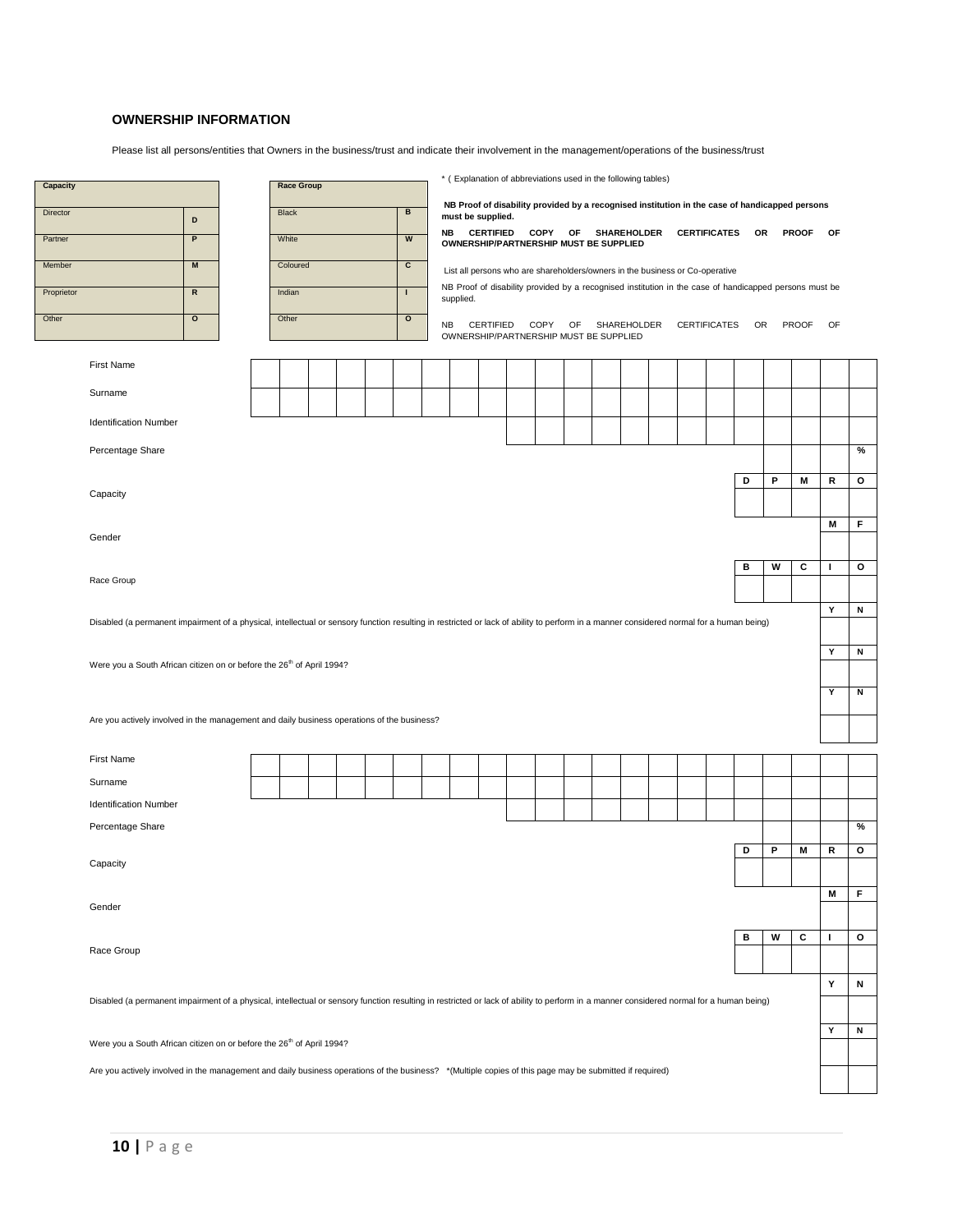## OWNERSHIP INFORMATION

Please list all persons/entities that Owners in the business/trust and indicate their involvement in the management/operations of the business/trust

| Capacity | |
|---|---|
| Director | D |
| Partner | P |
| Member | M |
| Proprietor | R |
| Other | O |

| Race Group | |
|---|---|
| Black | B |
| White | W |
| Coloured | C |
| Indian | I |
| Other | O |

* ( Explanation of abbreviations used in the following tables)

**NB Proof of disability provided by a recognised institution in the case of handicapped persons must be supplied.**

**NB CERTIFIED COPY OF SHAREHOLDER CERTIFICATES OR PROOF OF OWNERSHIP/PARTNERSHIP MUST BE SUPPLIED**

List all persons who are shareholders/owners in the business or Co-operative

NB Proof of disability provided by a recognised institution in the case of handicapped persons must be supplied.

NB CERTIFIED COPY OF SHAREHOLDER CERTIFICATES OR PROOF OF OWNERSHIP/PARTNERSHIP MUST BE SUPPLIED

First Name

Surname

Identification Number

Percentage Share %

Capacity

| D | P | M | R | O |
|---|---|---|---|---|
| | | | | |

Gender

| M | F |
|---|---|
| | |

Race Group

| B | W | C | I | O |
|---|---|---|---|---|
| | | | | |

Disabled (a permanent impairment of a physical, intellectual or sensory function resulting in restricted or lack of ability to perform in a manner considered normal for a human being)

| Y | N |
|---|---|
| | |

Were you a South African citizen on or before the 26th of April 1994?

| Y | N |
|---|---|
| | |

Are you actively involved in the management and daily business operations of the business?

| Y | N |
|---|---|
| | |

First Name

Surname

Identification Number

Percentage Share %

Capacity

| D | P | M | R | O |
|---|---|---|---|---|
| | | | | |

Gender

| M | F |
|---|---|
| | |

Race Group

| B | W | C | I | O |
|---|---|---|---|---|
| | | | | |

Disabled (a permanent impairment of a physical, intellectual or sensory function resulting in restricted or lack of ability to perform in a manner considered normal for a human being)

| Y | N |
|---|---|
| | |

Were you a South African citizen on or before the 26th of April 1994?

| Y | N |
|---|---|
| | |

Are you actively involved in the management and daily business operations of the business? *(Multiple copies of this page may be submitted if required)

| | |
|---|---|
| | |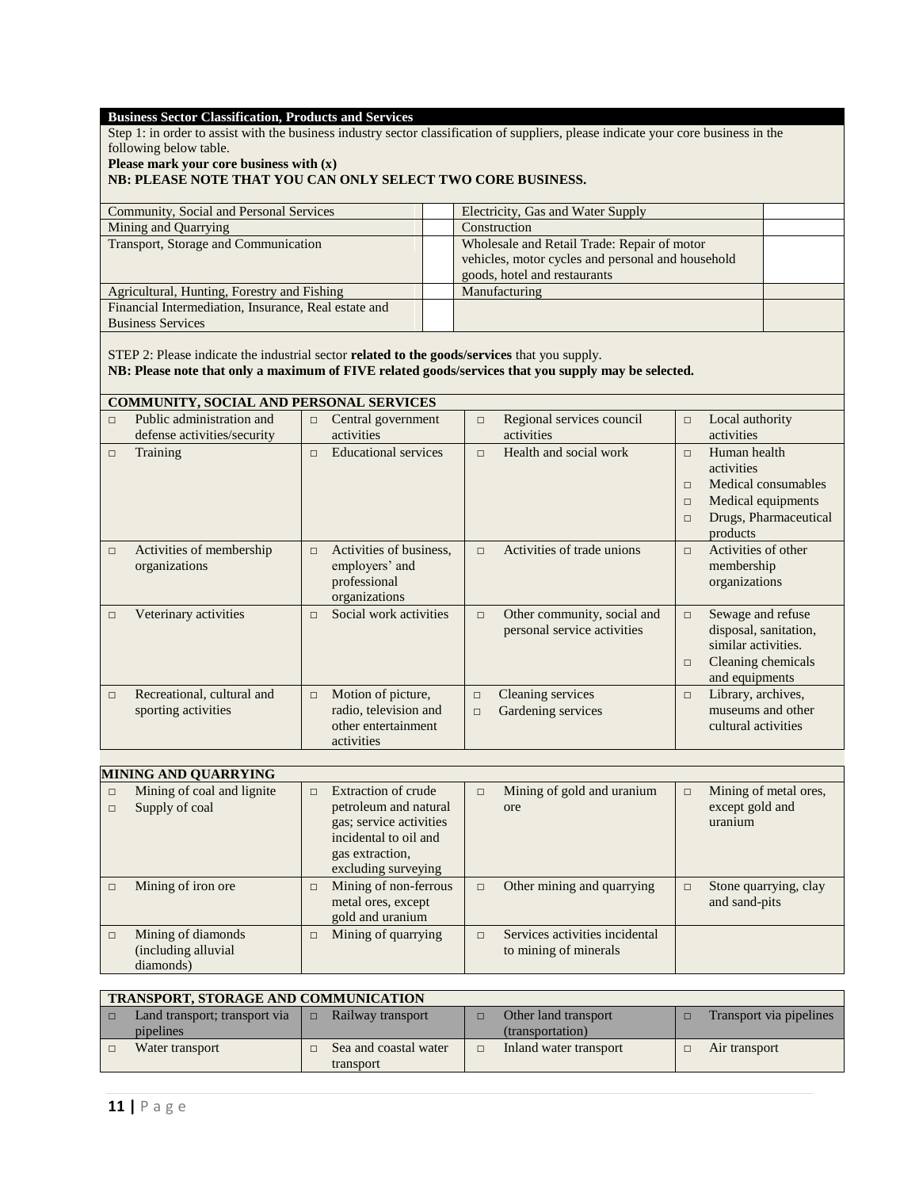**Business Sector Classification, Products and Services**

Step 1: in order to assist with the business industry sector classification of suppliers, please indicate your core business in the following below table.

**Please mark your core business with (x)**

**NB: PLEASE NOTE THAT YOU CAN ONLY SELECT TWO CORE BUSINESS.**

| Sector | | Sector | |
|---|---|---|---|
| Community, Social and Personal Services | | Electricity, Gas and Water Supply | |
| Mining and Quarrying | | Construction | |
| Transport, Storage and Communication | | Wholesale and Retail Trade: Repair of motor vehicles, motor cycles and personal and household goods, hotel and restaurants | |
| Agricultural, Hunting, Forestry and Fishing | | Manufacturing | |
| Financial Intermediation, Insurance, Real estate and Business Services | | | |

STEP 2: Please indicate the industrial sector **related to the goods/services** that you supply.

**NB: Please note that only a maximum of FIVE related goods/services that you supply may be selected.**

**COMMUNITY, SOCIAL AND PERSONAL SERVICES**

| | | | |
|---|---|---|---|
| □ Public administration and defense activities/security | □ Central government activities | □ Regional services council activities | □ Local authority activities |
| □ Training | □ Educational services | □ Health and social work | □ Human health activities<br>□ Medical consumables<br>□ Medical equipments<br>□ Drugs, Pharmaceutical products |
| □ Activities of membership organizations | □ Activities of business, employers' and professional organizations | □ Activities of trade unions | □ Activities of other membership organizations |
| □ Veterinary activities | □ Social work activities | □ Other community, social and personal service activities | □ Sewage and refuse disposal, sanitation, similar activities.<br>□ Cleaning chemicals and equipments |
| □ Recreational, cultural and sporting activities | □ Motion of picture, radio, television and other entertainment activities | □ Cleaning services<br>□ Gardening services | □ Library, archives, museums and other cultural activities |

**MINING AND QUARRYING**

| | | | |
|---|---|---|---|
| □ Mining of coal and lignite<br>□ Supply of coal | □ Extraction of crude petroleum and natural gas; service activities incidental to oil and gas extraction, excluding surveying | □ Mining of gold and uranium ore | □ Mining of metal ores, except gold and uranium |
| □ Mining of iron ore | □ Mining of non-ferrous metal ores, except gold and uranium | □ Other mining and quarrying | □ Stone quarrying, clay and sand-pits |
| □ Mining of diamonds (including alluvial diamonds) | □ Mining of quarrying | □ Services activities incidental to mining of minerals | |

**TRANSPORT, STORAGE AND COMMUNICATION**

| | | | |
|---|---|---|---|
| □ Land transport; transport via pipelines | □ Railway transport | □ Other land transport (transportation) | □ Transport via pipelines |
| □ Water transport | □ Sea and coastal water transport | □ Inland water transport | □ Air transport |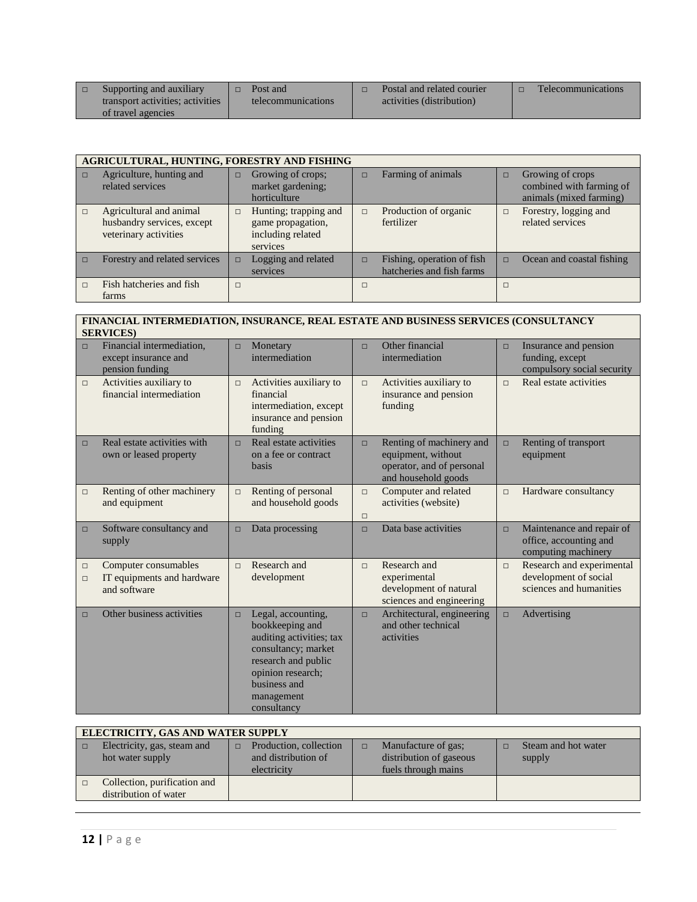| | | | |
|---|---|---|---|
| □ Supporting and auxiliary transport activities; activities of travel agencies | □ Post and telecommunications | □ Postal and related courier activities (distribution) | □ Telecommunications |

| **AGRICULTURAL, HUNTING, FORESTRY AND FISHING** | | | |
|---|---|---|---|
| □ Agriculture, hunting and related services | □ Growing of crops; market gardening; horticulture | □ Farming of animals | □ Growing of crops combined with farming of animals (mixed farming) |
| □ Agricultural and animal husbandry services, except veterinary activities | □ Hunting; trapping and game propagation, including related services | □ Production of organic fertilizer | □ Forestry, logging and related services |
| □ Forestry and related services | □ Logging and related services | □ Fishing, operation of fish hatcheries and fish farms | □ Ocean and coastal fishing |
| □ Fish hatcheries and fish farms | □ | □ | □ |

| **FINANCIAL INTERMEDIATION, INSURANCE, REAL ESTATE AND BUSINESS SERVICES (CONSULTANCY SERVICES)** | | | |
|---|---|---|---|
| □ Financial intermediation, except insurance and pension funding | □ Monetary intermediation | □ Other financial intermediation | □ Insurance and pension funding, except compulsory social security |
| □ Activities auxiliary to financial intermediation | □ Activities auxiliary to financial intermediation, except insurance and pension funding | □ Activities auxiliary to insurance and pension funding | □ Real estate activities |
| □ Real estate activities with own or leased property | □ Real estate activities on a fee or contract basis | □ Renting of machinery and equipment, without operator, and of personal and household goods | □ Renting of transport equipment |
| □ Renting of other machinery and equipment | □ Renting of personal and household goods | □ Computer and related activities (website) □ | □ Hardware consultancy |
| □ Software consultancy and supply | □ Data processing | □ Data base activities | □ Maintenance and repair of office, accounting and computing machinery |
| □ Computer consumables □ IT equipments and hardware and software | □ Research and development | □ Research and experimental development of natural sciences and engineering | □ Research and experimental development of social sciences and humanities |
| □ Other business activities | □ Legal, accounting, bookkeeping and auditing activities; tax consultancy; market research and public opinion research; business and management consultancy | □ Architectural, engineering and other technical activities | □ Advertising |

| **ELECTRICITY, GAS AND WATER SUPPLY** | | | |
|---|---|---|---|
| □ Electricity, gas, steam and hot water supply | □ Production, collection and distribution of electricity | □ Manufacture of gas; distribution of gaseous fuels through mains | □ Steam and hot water supply |
| □ Collection, purification and distribution of water | | | |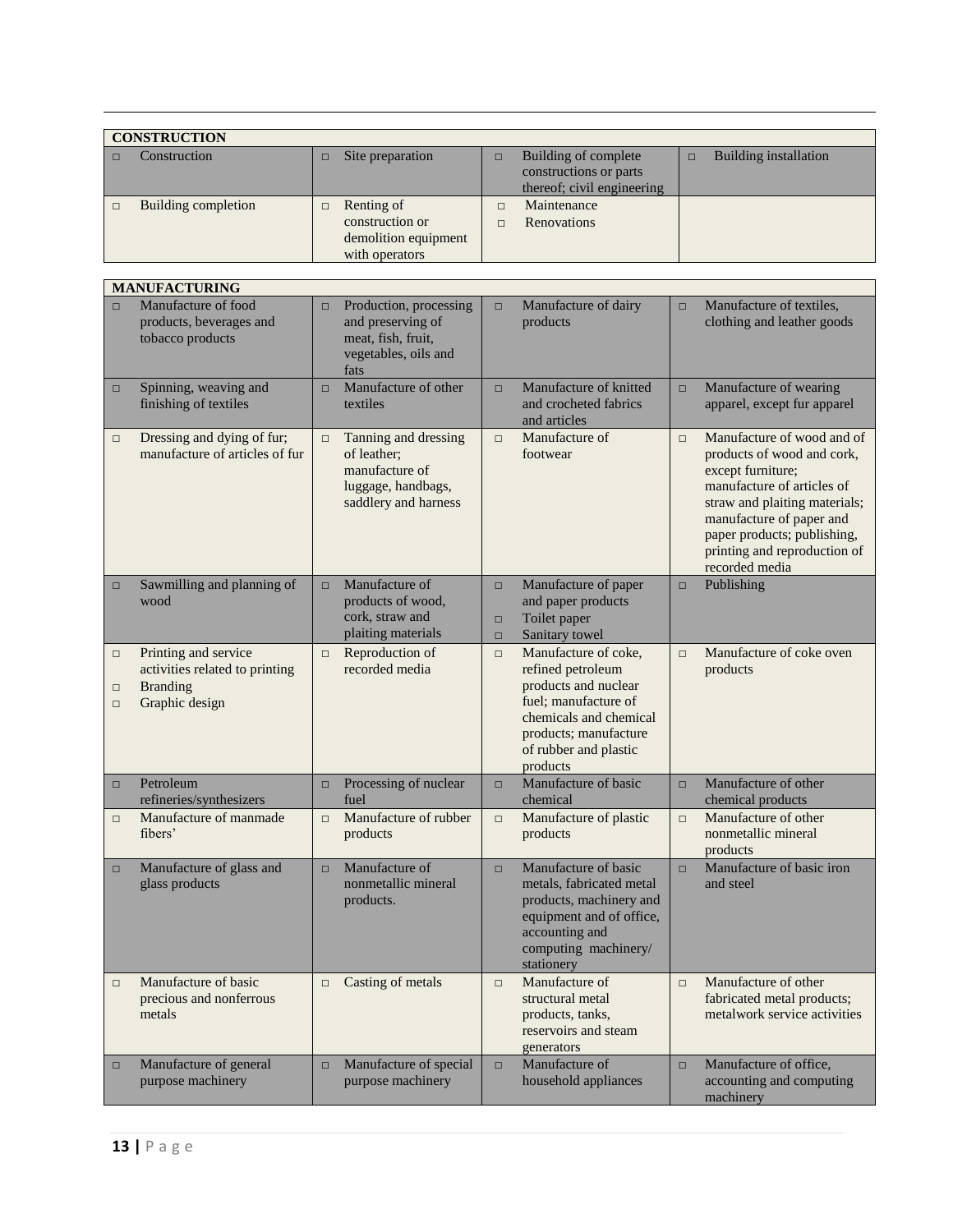| CONSTRUCTION | | | |
|---|---|---|---|
| □ Construction | □ Site preparation | □ Building of complete constructions or parts thereof; civil engineering | □ Building installation |
| □ Building completion | □ Renting of construction or demolition equipment with operators | □ Maintenance<br>□ Renovations | |

| MANUFACTURING | | | |
|---|---|---|---|
| □ Manufacture of food products, beverages and tobacco products | □ Production, processing and preserving of meat, fish, fruit, vegetables, oils and fats | □ Manufacture of dairy products | □ Manufacture of textiles, clothing and leather goods |
| □ Spinning, weaving and finishing of textiles | □ Manufacture of other textiles | □ Manufacture of knitted and crocheted fabrics and articles | □ Manufacture of wearing apparel, except fur apparel |
| □ Dressing and dying of fur; manufacture of articles of fur | □ Tanning and dressing of leather; manufacture of luggage, handbags, saddlery and harness | □ Manufacture of footwear | □ Manufacture of wood and of products of wood and cork, except furniture; manufacture of articles of straw and plaiting materials; manufacture of paper and paper products; publishing, printing and reproduction of recorded media |
| □ Sawmilling and planning of wood | □ Manufacture of products of wood, cork, straw and plaiting materials | □ Manufacture of paper and paper products<br>□ Toilet paper<br>□ Sanitary towel | □ Publishing |
| □ Printing and service activities related to printing<br>□ Branding<br>□ Graphic design | □ Reproduction of recorded media | □ Manufacture of coke, refined petroleum products and nuclear fuel; manufacture of chemicals and chemical products; manufacture of rubber and plastic products | □ Manufacture of coke oven products |
| □ Petroleum refineries/synthesizers | □ Processing of nuclear fuel | □ Manufacture of basic chemical | □ Manufacture of other chemical products |
| □ Manufacture of manmade fibers' | □ Manufacture of rubber products | □ Manufacture of plastic products | □ Manufacture of other nonmetallic mineral products |
| □ Manufacture of glass and glass products | □ Manufacture of nonmetallic mineral products. | □ Manufacture of basic metals, fabricated metal products, machinery and equipment and of office, accounting and computing machinery/ stationery | □ Manufacture of basic iron and steel |
| □ Manufacture of basic precious and nonferrous metals | □ Casting of metals | □ Manufacture of structural metal products, tanks, reservoirs and steam generators | □ Manufacture of other fabricated metal products; metalwork service activities |
| □ Manufacture of general purpose machinery | □ Manufacture of special purpose machinery | □ Manufacture of household appliances | □ Manufacture of office, accounting and computing machinery |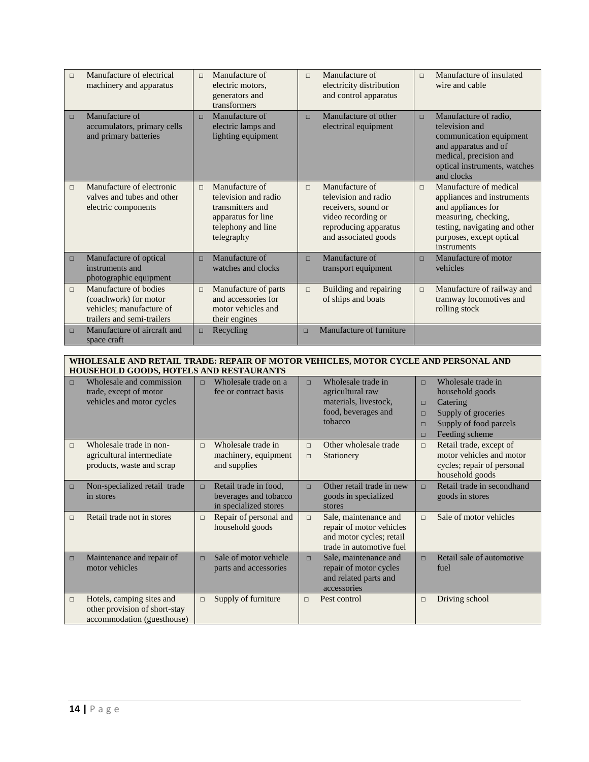| | | | |
|---|---|---|---|
| □ Manufacture of electrical machinery and apparatus | □ Manufacture of electric motors, generators and transformers | □ Manufacture of electricity distribution and control apparatus | □ Manufacture of insulated wire and cable |
| □ Manufacture of accumulators, primary cells and primary batteries | □ Manufacture of electric lamps and lighting equipment | □ Manufacture of other electrical equipment | □ Manufacture of radio, television and communication equipment and apparatus and of medical, precision and optical instruments, watches and clocks |
| □ Manufacture of electronic valves and tubes and other electric components | □ Manufacture of television and radio transmitters and apparatus for line telephony and line telegraphy | □ Manufacture of television and radio receivers, sound or video recording or reproducing apparatus and associated goods | □ Manufacture of medical appliances and instruments and appliances for measuring, checking, testing, navigating and other purposes, except optical instruments |
| □ Manufacture of optical instruments and photographic equipment | □ Manufacture of watches and clocks | □ Manufacture of transport equipment | □ Manufacture of motor vehicles |
| □ Manufacture of bodies (coachwork) for motor vehicles; manufacture of trailers and semi-trailers | □ Manufacture of parts and accessories for motor vehicles and their engines | □ Building and repairing of ships and boats | □ Manufacture of railway and tramway locomotives and rolling stock |
| □ Manufacture of aircraft and space craft | □ Recycling | □ Manufacture of furniture | |

| **WHOLESALE AND RETAIL TRADE: REPAIR OF MOTOR VEHICLES, MOTOR CYCLE AND PERSONAL AND HOUSEHOLD GOODS, HOTELS AND RESTAURANTS** | | | |
|---|---|---|---|
| □ Wholesale and commission trade, except of motor vehicles and motor cycles | □ Wholesale trade on a fee or contract basis | □ Wholesale trade in agricultural raw materials, livestock, food, beverages and tobacco | □ Wholesale trade in household goods<br>□ Catering<br>□ Supply of groceries<br>□ Supply of food parcels<br>□ Feeding scheme |
| □ Wholesale trade in non-agricultural intermediate products, waste and scrap | □ Wholesale trade in machinery, equipment and supplies | □ Other wholesale trade<br>□ Stationery | □ Retail trade, except of motor vehicles and motor cycles; repair of personal household goods |
| □ Non-specialized retail trade in stores | □ Retail trade in food, beverages and tobacco in specialized stores | □ Other retail trade in new goods in specialized stores | □ Retail trade in secondhand goods in stores |
| □ Retail trade not in stores | □ Repair of personal and household goods | □ Sale, maintenance and repair of motor vehicles and motor cycles; retail trade in automotive fuel | □ Sale of motor vehicles |
| □ Maintenance and repair of motor vehicles | □ Sale of motor vehicle parts and accessories | □ Sale, maintenance and repair of motor cycles and related parts and accessories | □ Retail sale of automotive fuel |
| □ Hotels, camping sites and other provision of short-stay accommodation (guesthouse) | □ Supply of furniture | □ Pest control | □ Driving school |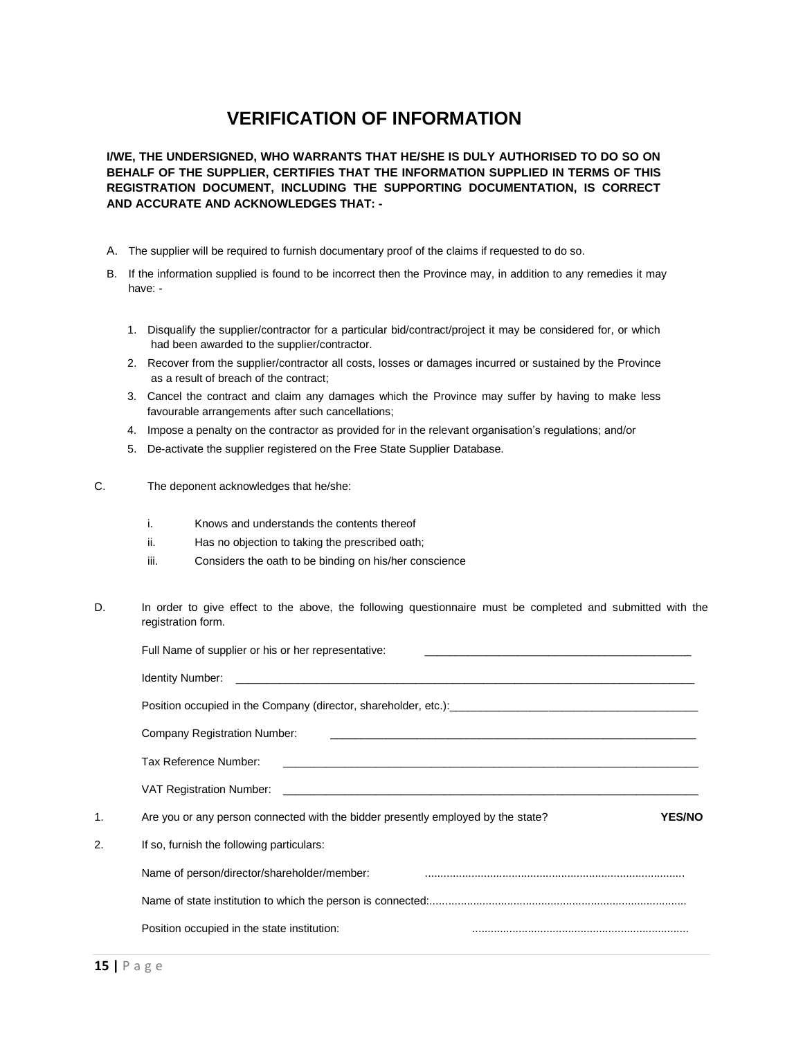# VERIFICATION OF INFORMATION

**I/WE, THE UNDERSIGNED, WHO WARRANTS THAT HE/SHE IS DULY AUTHORISED TO DO SO ON BEHALF OF THE SUPPLIER, CERTIFIES THAT THE INFORMATION SUPPLIED IN TERMS OF THIS REGISTRATION DOCUMENT, INCLUDING THE SUPPORTING DOCUMENTATION, IS CORRECT AND ACCURATE AND ACKNOWLEDGES THAT: -**

A. The supplier will be required to furnish documentary proof of the claims if requested to do so.

B. If the information supplied is found to be incorrect then the Province may, in addition to any remedies it may have: -

   1. Disqualify the supplier/contractor for a particular bid/contract/project it may be considered for, or which had been awarded to the supplier/contractor.
   2. Recover from the supplier/contractor all costs, losses or damages incurred or sustained by the Province as a result of breach of the contract;
   3. Cancel the contract and claim any damages which the Province may suffer by having to make less favourable arrangements after such cancellations;
   4. Impose a penalty on the contractor as provided for in the relevant organisation's regulations; and/or
   5. De-activate the supplier registered on the Free State Supplier Database.

C. The deponent acknowledges that he/she:

   i. Knows and understands the contents thereof
   ii. Has no objection to taking the prescribed oath;
   iii. Considers the oath to be binding on his/her conscience

D. In order to give effect to the above, the following questionnaire must be completed and submitted with the registration form.

   Full Name of supplier or his or her representative: ____________________________________________

   Identity Number: ____________________________________________________________________________

   Position occupied in the Company (director, shareholder, etc.):________________________________________

   Company Registration Number: ____________________________________________________________

   Tax Reference Number: _____________________________________________________________________

   VAT Registration Number: ___________________________________________________________________

1. Are you or any person connected with the bidder presently employed by the state? **YES/NO**

2. If so, furnish the following particulars:

   Name of person/director/shareholder/member: ....................................................................................

   Name of state institution to which the person is connected:..................................................................................

   Position occupied in the state institution: ......................................................................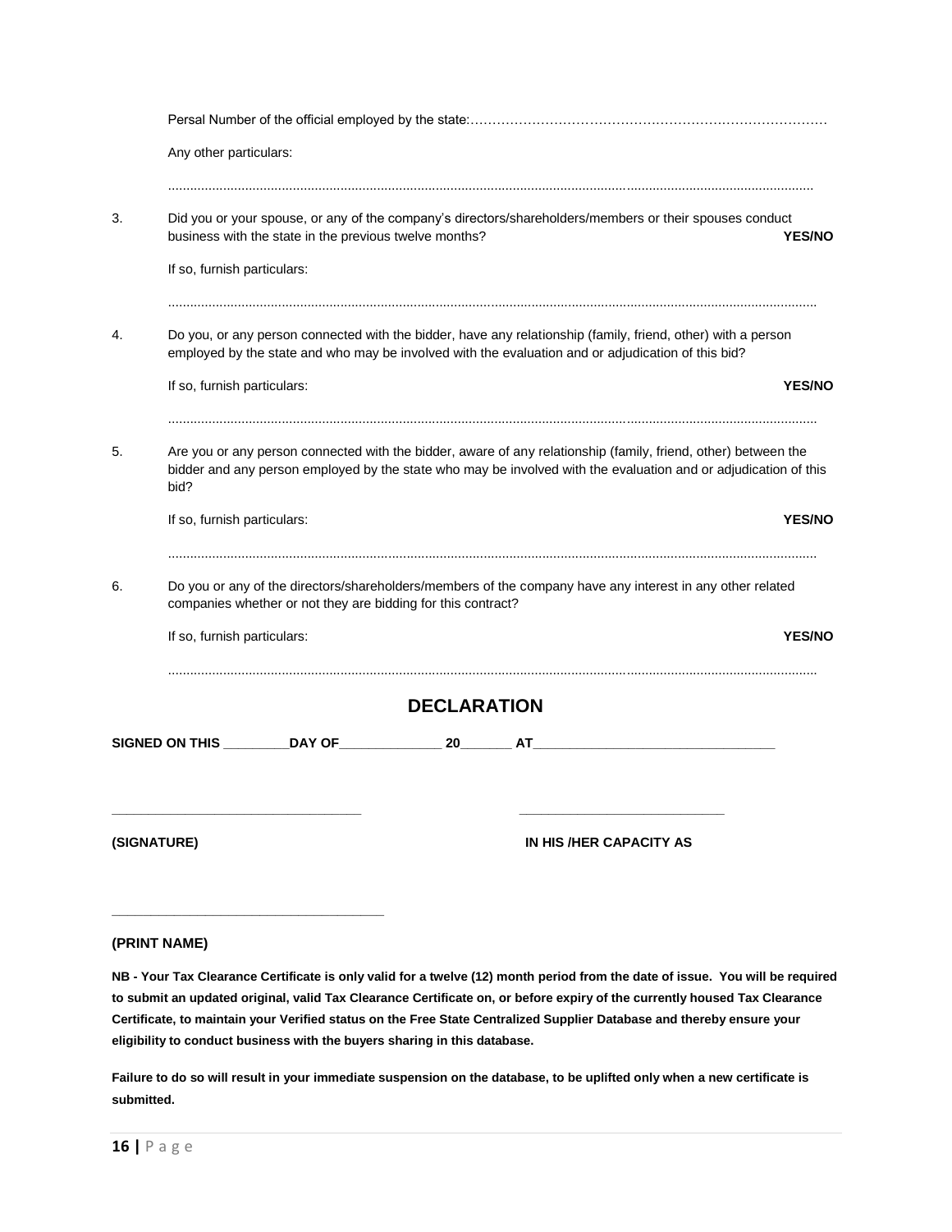Persal Number of the official employed by the state:…………………………………………………………………………

Any other particulars:

..........................................................................................................................................................................

3. Did you or your spouse, or any of the company's directors/shareholders/members or their spouses conduct business with the state in the previous twelve months? **YES/NO**

   If so, furnish particulars:

   ..........................................................................................................................................................................

4. Do you, or any person connected with the bidder, have any relationship (family, friend, other) with a person employed by the state and who may be involved with the evaluation and or adjudication of this bid?

   If so, furnish particulars: **YES/NO**

   ..........................................................................................................................................................................

5. Are you or any person connected with the bidder, aware of any relationship (family, friend, other) between the bidder and any person employed by the state who may be involved with the evaluation and or adjudication of this bid?

   If so, furnish particulars: **YES/NO**

   ..........................................................................................................................................................................

6. Do you or any of the directors/shareholders/members of the company have any interest in any other related companies whether or not they are bidding for this contract?

   If so, furnish particulars: **YES/NO**

   ..........................................................................................................................................................................

## DECLARATION

**SIGNED ON THIS _________DAY OF______________ 20_______ AT_________________________________**

_________________________________ ___________________________

**(SIGNATURE)** **IN HIS /HER CAPACITY AS**

____________________________________

**(PRINT NAME)**

**NB - Your Tax Clearance Certificate is only valid for a twelve (12) month period from the date of issue. You will be required to submit an updated original, valid Tax Clearance Certificate on, or before expiry of the currently housed Tax Clearance Certificate, to maintain your Verified status on the Free State Centralized Supplier Database and thereby ensure your eligibility to conduct business with the buyers sharing in this database.**

**Failure to do so will result in your immediate suspension on the database, to be uplifted only when a new certificate is submitted.**